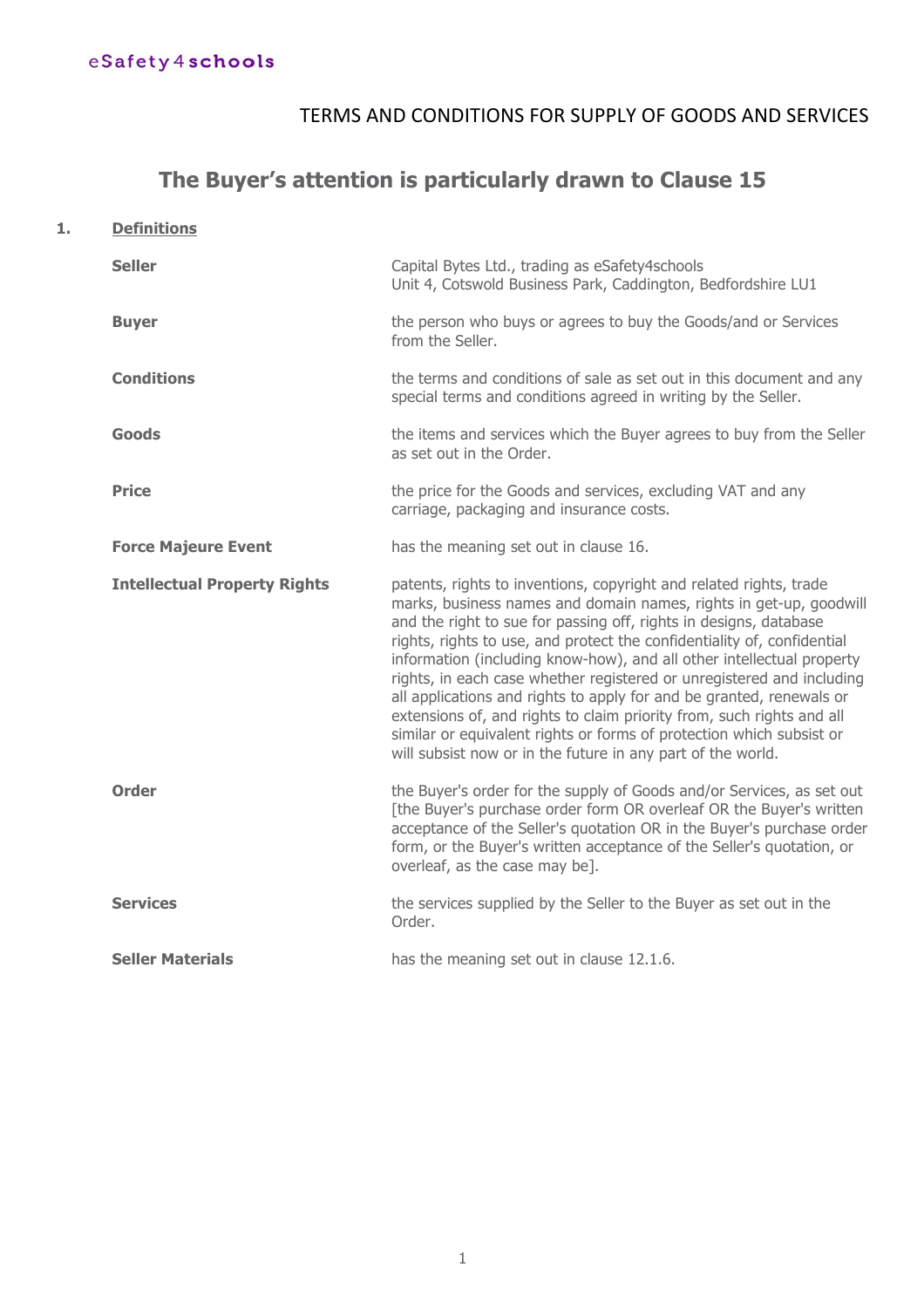eSafety4schools

TERMS AND CONDITIONS FOR SUPPLY OF GOODS AND SERVICES

## The Buyer's attention is particularly drawn to Clause 15

**1.** **Definitions**

| | |
|---|---|
| **Seller** | Capital Bytes Ltd., trading as eSafety4schools<br>Unit 4, Cotswold Business Park, Caddington, Bedfordshire LU1 |
| **Buyer** | the person who buys or agrees to buy the Goods/and or Services from the Seller. |
| **Conditions** | the terms and conditions of sale as set out in this document and any special terms and conditions agreed in writing by the Seller. |
| **Goods** | the items and services which the Buyer agrees to buy from the Seller as set out in the Order. |
| **Price** | the price for the Goods and services, excluding VAT and any carriage, packaging and insurance costs. |
| **Force Majeure Event** | has the meaning set out in clause 16. |
| **Intellectual Property Rights** | patents, rights to inventions, copyright and related rights, trade marks, business names and domain names, rights in get-up, goodwill and the right to sue for passing off, rights in designs, database rights, rights to use, and protect the confidentiality of, confidential information (including know-how), and all other intellectual property rights, in each case whether registered or unregistered and including all applications and rights to apply for and be granted, renewals or extensions of, and rights to claim priority from, such rights and all similar or equivalent rights or forms of protection which subsist or will subsist now or in the future in any part of the world. |
| **Order** | the Buyer's order for the supply of Goods and/or Services, as set out [the Buyer's purchase order form OR overleaf OR the Buyer's written acceptance of the Seller's quotation OR in the Buyer's purchase order form, or the Buyer's written acceptance of the Seller's quotation, or overleaf, as the case may be]. |
| **Services** | the services supplied by the Seller to the Buyer as set out in the Order. |
| **Seller Materials** | has the meaning set out in clause 12.1.6. |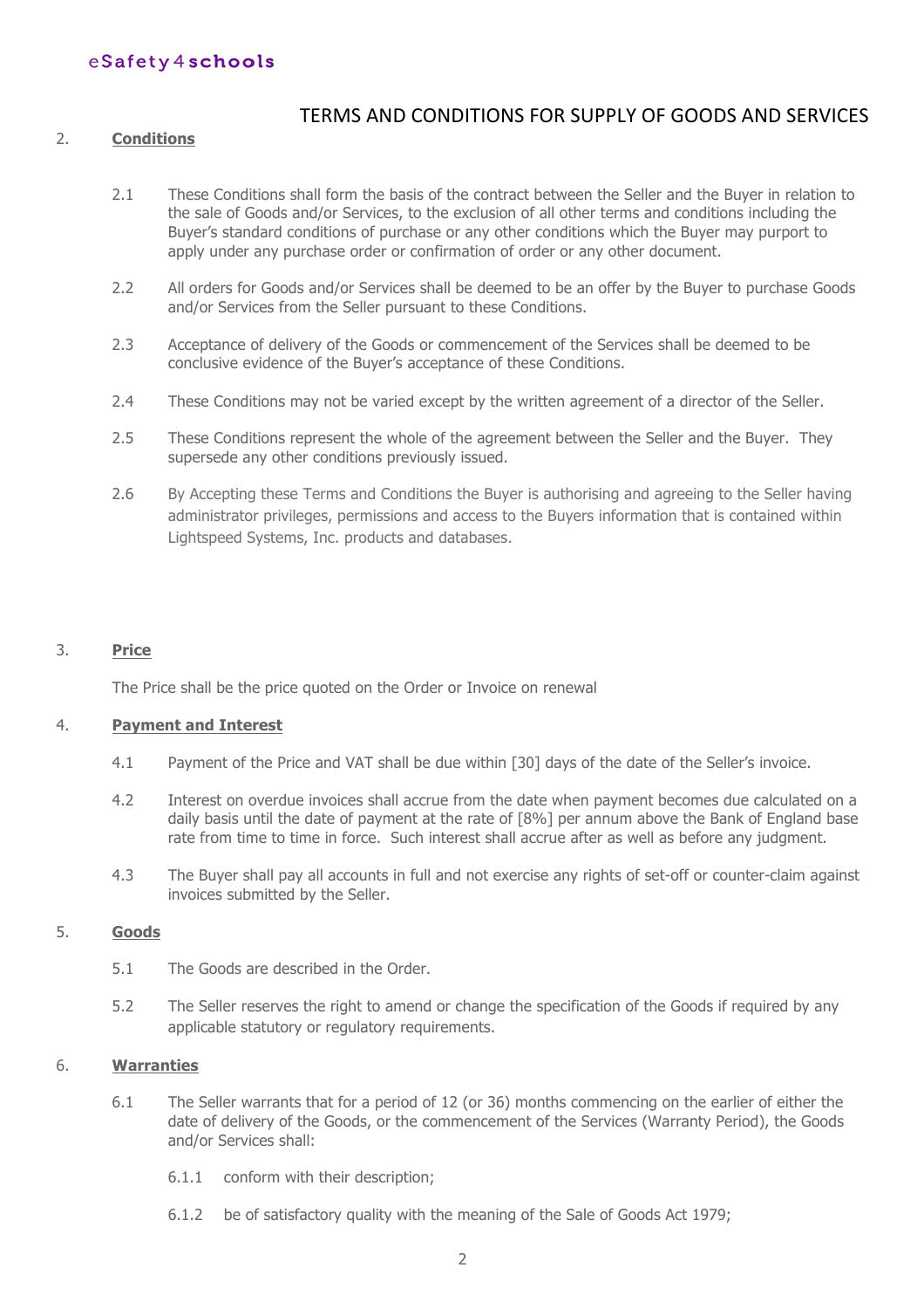# TERMS AND CONDITIONS FOR SUPPLY OF GOODS AND SERVICES

## 2. Conditions

2.1 These Conditions shall form the basis of the contract between the Seller and the Buyer in relation to the sale of Goods and/or Services, to the exclusion of all other terms and conditions including the Buyer's standard conditions of purchase or any other conditions which the Buyer may purport to apply under any purchase order or confirmation of order or any other document.

2.2 All orders for Goods and/or Services shall be deemed to be an offer by the Buyer to purchase Goods and/or Services from the Seller pursuant to these Conditions.

2.3 Acceptance of delivery of the Goods or commencement of the Services shall be deemed to be conclusive evidence of the Buyer's acceptance of these Conditions.

2.4 These Conditions may not be varied except by the written agreement of a director of the Seller.

2.5 These Conditions represent the whole of the agreement between the Seller and the Buyer. They supersede any other conditions previously issued.

2.6 By Accepting these Terms and Conditions the Buyer is authorising and agreeing to the Seller having administrator privileges, permissions and access to the Buyers information that is contained within Lightspeed Systems, Inc. products and databases.

## 3. Price

The Price shall be the price quoted on the Order or Invoice on renewal

## 4. Payment and Interest

4.1 Payment of the Price and VAT shall be due within [30] days of the date of the Seller's invoice.

4.2 Interest on overdue invoices shall accrue from the date when payment becomes due calculated on a daily basis until the date of payment at the rate of [8%] per annum above the Bank of England base rate from time to time in force. Such interest shall accrue after as well as before any judgment.

4.3 The Buyer shall pay all accounts in full and not exercise any rights of set-off or counter-claim against invoices submitted by the Seller.

## 5. Goods

5.1 The Goods are described in the Order.

5.2 The Seller reserves the right to amend or change the specification of the Goods if required by any applicable statutory or regulatory requirements.

## 6. Warranties

6.1 The Seller warrants that for a period of 12 (or 36) months commencing on the earlier of either the date of delivery of the Goods, or the commencement of the Services (Warranty Period), the Goods and/or Services shall:

6.1.1 conform with their description;

6.1.2 be of satisfactory quality with the meaning of the Sale of Goods Act 1979;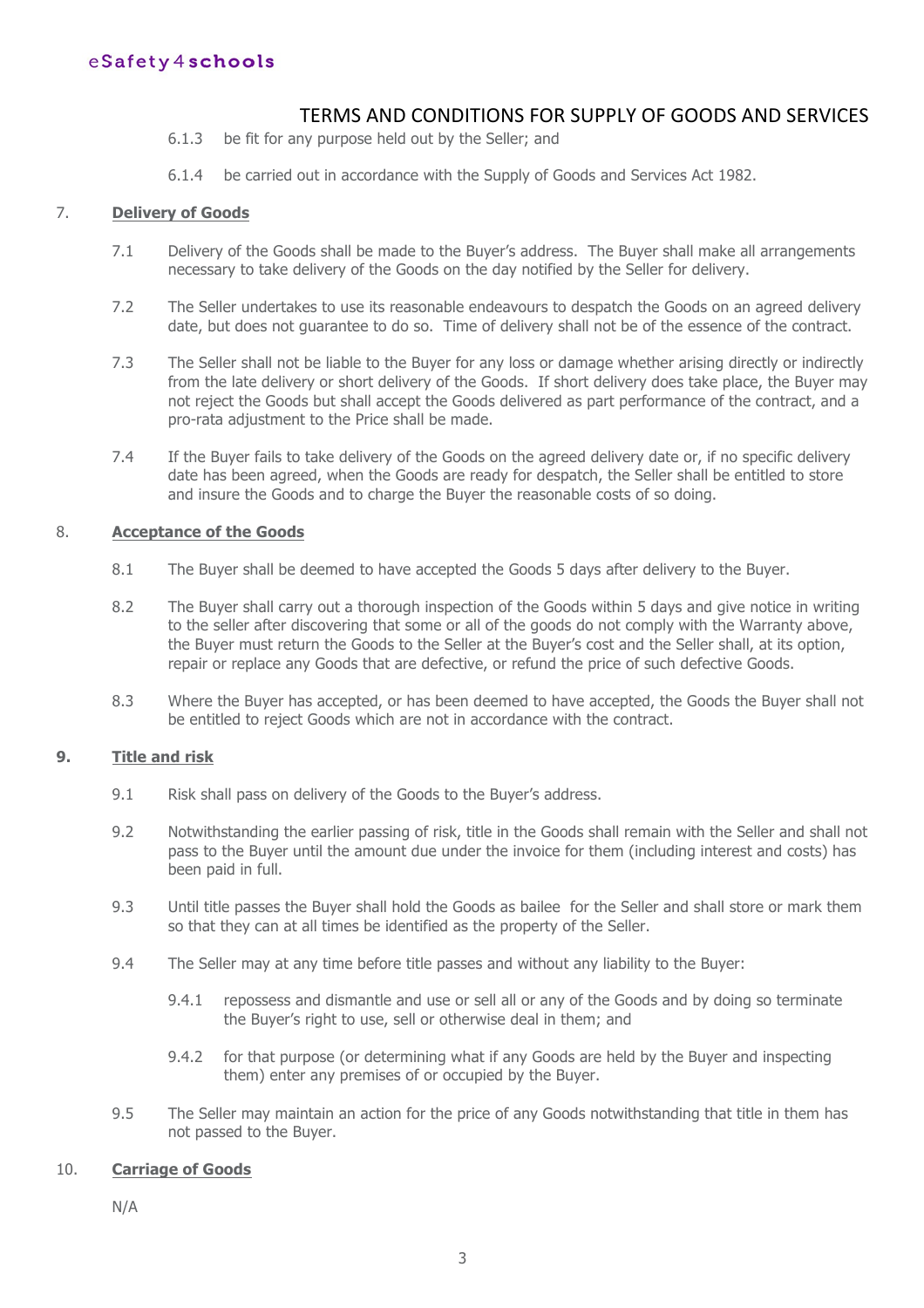6.1.3 be fit for any purpose held out by the Seller; and

6.1.4 be carried out in accordance with the Supply of Goods and Services Act 1982.

## 7. Delivery of Goods

7.1 Delivery of the Goods shall be made to the Buyer's address. The Buyer shall make all arrangements necessary to take delivery of the Goods on the day notified by the Seller for delivery.

7.2 The Seller undertakes to use its reasonable endeavours to despatch the Goods on an agreed delivery date, but does not guarantee to do so. Time of delivery shall not be of the essence of the contract.

7.3 The Seller shall not be liable to the Buyer for any loss or damage whether arising directly or indirectly from the late delivery or short delivery of the Goods. If short delivery does take place, the Buyer may not reject the Goods but shall accept the Goods delivered as part performance of the contract, and a pro-rata adjustment to the Price shall be made.

7.4 If the Buyer fails to take delivery of the Goods on the agreed delivery date or, if no specific delivery date has been agreed, when the Goods are ready for despatch, the Seller shall be entitled to store and insure the Goods and to charge the Buyer the reasonable costs of so doing.

## 8. Acceptance of the Goods

8.1 The Buyer shall be deemed to have accepted the Goods 5 days after delivery to the Buyer.

8.2 The Buyer shall carry out a thorough inspection of the Goods within 5 days and give notice in writing to the seller after discovering that some or all of the goods do not comply with the Warranty above, the Buyer must return the Goods to the Seller at the Buyer's cost and the Seller shall, at its option, repair or replace any Goods that are defective, or refund the price of such defective Goods.

8.3 Where the Buyer has accepted, or has been deemed to have accepted, the Goods the Buyer shall not be entitled to reject Goods which are not in accordance with the contract.

## 9. Title and risk

9.1 Risk shall pass on delivery of the Goods to the Buyer's address.

9.2 Notwithstanding the earlier passing of risk, title in the Goods shall remain with the Seller and shall not pass to the Buyer until the amount due under the invoice for them (including interest and costs) has been paid in full.

9.3 Until title passes the Buyer shall hold the Goods as bailee for the Seller and shall store or mark them so that they can at all times be identified as the property of the Seller.

9.4 The Seller may at any time before title passes and without any liability to the Buyer:

9.4.1 repossess and dismantle and use or sell all or any of the Goods and by doing so terminate the Buyer's right to use, sell or otherwise deal in them; and

9.4.2 for that purpose (or determining what if any Goods are held by the Buyer and inspecting them) enter any premises of or occupied by the Buyer.

9.5 The Seller may maintain an action for the price of any Goods notwithstanding that title in them has not passed to the Buyer.

## 10. Carriage of Goods

N/A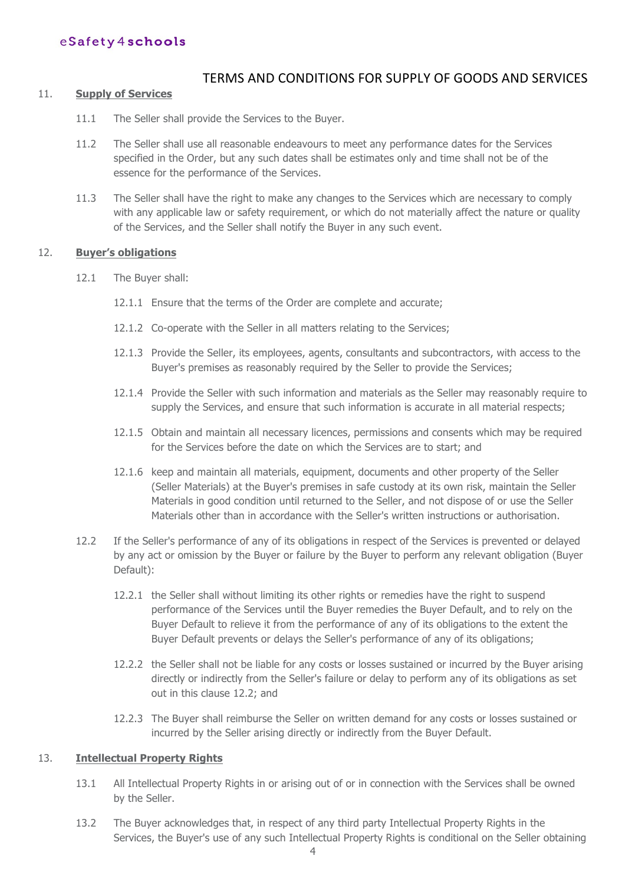## TERMS AND CONDITIONS FOR SUPPLY OF GOODS AND SERVICES

11. **Supply of Services**

    11.1 The Seller shall provide the Services to the Buyer.

    11.2 The Seller shall use all reasonable endeavours to meet any performance dates for the Services specified in the Order, but any such dates shall be estimates only and time shall not be of the essence for the performance of the Services.

    11.3 The Seller shall have the right to make any changes to the Services which are necessary to comply with any applicable law or safety requirement, or which do not materially affect the nature or quality of the Services, and the Seller shall notify the Buyer in any such event.

12. **Buyer's obligations**

    12.1 The Buyer shall:

    12.1.1 Ensure that the terms of the Order are complete and accurate;

    12.1.2 Co-operate with the Seller in all matters relating to the Services;

    12.1.3 Provide the Seller, its employees, agents, consultants and subcontractors, with access to the Buyer's premises as reasonably required by the Seller to provide the Services;

    12.1.4 Provide the Seller with such information and materials as the Seller may reasonably require to supply the Services, and ensure that such information is accurate in all material respects;

    12.1.5 Obtain and maintain all necessary licences, permissions and consents which may be required for the Services before the date on which the Services are to start; and

    12.1.6 keep and maintain all materials, equipment, documents and other property of the Seller (Seller Materials) at the Buyer's premises in safe custody at its own risk, maintain the Seller Materials in good condition until returned to the Seller, and not dispose of or use the Seller Materials other than in accordance with the Seller's written instructions or authorisation.

    12.2 If the Seller's performance of any of its obligations in respect of the Services is prevented or delayed by any act or omission by the Buyer or failure by the Buyer to perform any relevant obligation (Buyer Default):

    12.2.1 the Seller shall without limiting its other rights or remedies have the right to suspend performance of the Services until the Buyer remedies the Buyer Default, and to rely on the Buyer Default to relieve it from the performance of any of its obligations to the extent the Buyer Default prevents or delays the Seller's performance of any of its obligations;

    12.2.2 the Seller shall not be liable for any costs or losses sustained or incurred by the Buyer arising directly or indirectly from the Seller's failure or delay to perform any of its obligations as set out in this clause 12.2; and

    12.2.3 The Buyer shall reimburse the Seller on written demand for any costs or losses sustained or incurred by the Seller arising directly or indirectly from the Buyer Default.

13. **Intellectual Property Rights**

    13.1 All Intellectual Property Rights in or arising out of or in connection with the Services shall be owned by the Seller.

    13.2 The Buyer acknowledges that, in respect of any third party Intellectual Property Rights in the Services, the Buyer's use of any such Intellectual Property Rights is conditional on the Seller obtaining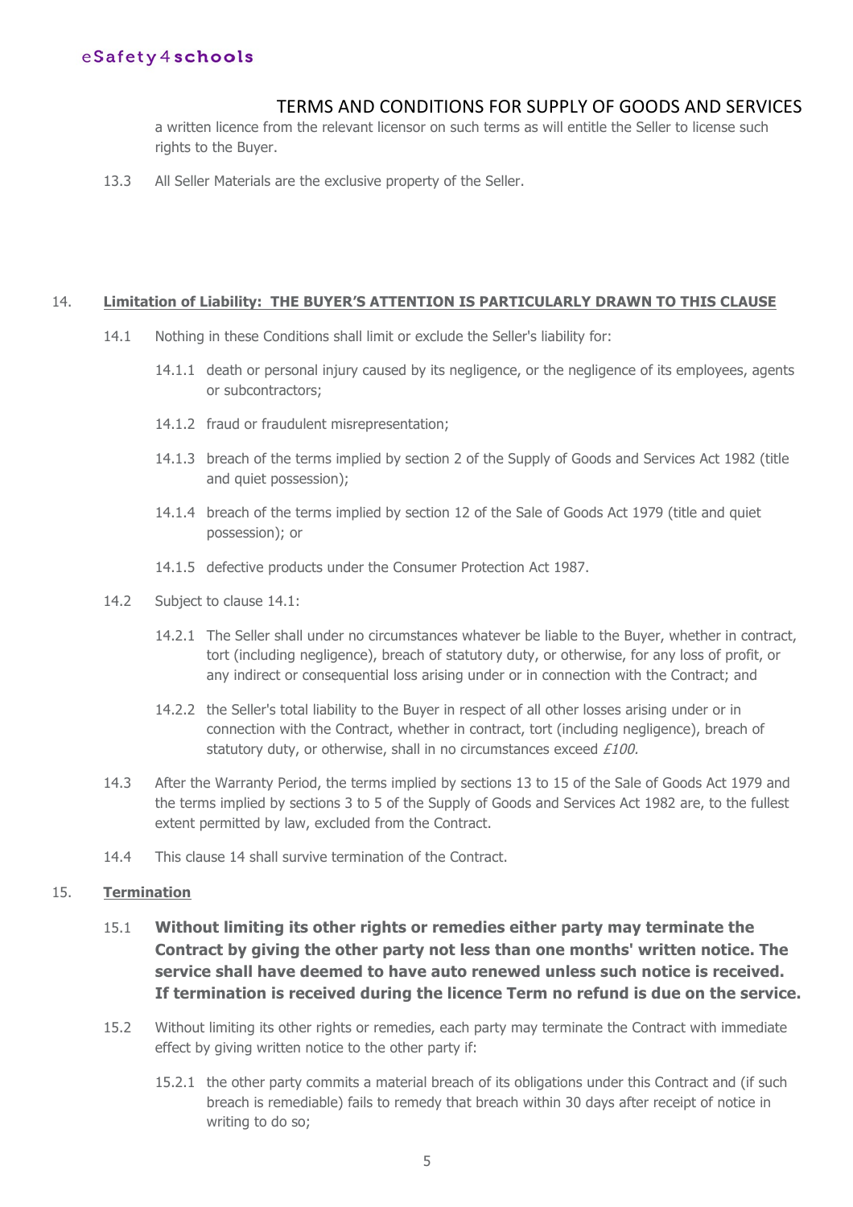a written licence from the relevant licensor on such terms as will entitle the Seller to license such rights to the Buyer.

13.3 All Seller Materials are the exclusive property of the Seller.

14. **Limitation of Liability: THE BUYER'S ATTENTION IS PARTICULARLY DRAWN TO THIS CLAUSE**

14.1 Nothing in these Conditions shall limit or exclude the Seller's liability for:

14.1.1 death or personal injury caused by its negligence, or the negligence of its employees, agents or subcontractors;

14.1.2 fraud or fraudulent misrepresentation;

14.1.3 breach of the terms implied by section 2 of the Supply of Goods and Services Act 1982 (title and quiet possession);

14.1.4 breach of the terms implied by section 12 of the Sale of Goods Act 1979 (title and quiet possession); or

14.1.5 defective products under the Consumer Protection Act 1987.

14.2 Subject to clause 14.1:

14.2.1 The Seller shall under no circumstances whatever be liable to the Buyer, whether in contract, tort (including negligence), breach of statutory duty, or otherwise, for any loss of profit, or any indirect or consequential loss arising under or in connection with the Contract; and

14.2.2 the Seller's total liability to the Buyer in respect of all other losses arising under or in connection with the Contract, whether in contract, tort (including negligence), breach of statutory duty, or otherwise, shall in no circumstances exceed *£100.*

14.3 After the Warranty Period, the terms implied by sections 13 to 15 of the Sale of Goods Act 1979 and the terms implied by sections 3 to 5 of the Supply of Goods and Services Act 1982 are, to the fullest extent permitted by law, excluded from the Contract.

14.4 This clause 14 shall survive termination of the Contract.

15. **Termination**

15.1 **Without limiting its other rights or remedies either party may terminate the Contract by giving the other party not less than one months' written notice. The service shall have deemed to have auto renewed unless such notice is received. If termination is received during the licence Term no refund is due on the service.**

15.2 Without limiting its other rights or remedies, each party may terminate the Contract with immediate effect by giving written notice to the other party if:

15.2.1 the other party commits a material breach of its obligations under this Contract and (if such breach is remediable) fails to remedy that breach within 30 days after receipt of notice in writing to do so;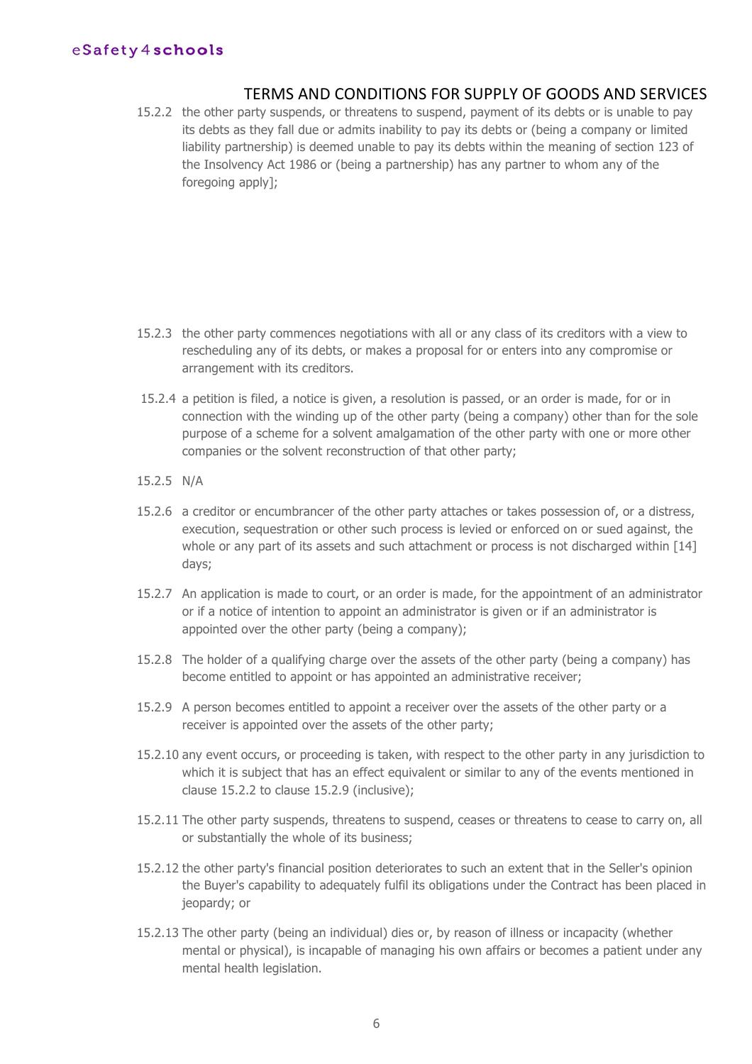15.2.2 the other party suspends, or threatens to suspend, payment of its debts or is unable to pay its debts as they fall due or admits inability to pay its debts or (being a company or limited liability partnership) is deemed unable to pay its debts within the meaning of section 123 of the Insolvency Act 1986 or (being a partnership) has any partner to whom any of the foregoing apply];

15.2.3 the other party commences negotiations with all or any class of its creditors with a view to rescheduling any of its debts, or makes a proposal for or enters into any compromise or arrangement with its creditors.

15.2.4 a petition is filed, a notice is given, a resolution is passed, or an order is made, for or in connection with the winding up of the other party (being a company) other than for the sole purpose of a scheme for a solvent amalgamation of the other party with one or more other companies or the solvent reconstruction of that other party;

15.2.5 N/A

15.2.6 a creditor or encumbrancer of the other party attaches or takes possession of, or a distress, execution, sequestration or other such process is levied or enforced on or sued against, the whole or any part of its assets and such attachment or process is not discharged within [14] days;

15.2.7 An application is made to court, or an order is made, for the appointment of an administrator or if a notice of intention to appoint an administrator is given or if an administrator is appointed over the other party (being a company);

15.2.8 The holder of a qualifying charge over the assets of the other party (being a company) has become entitled to appoint or has appointed an administrative receiver;

15.2.9 A person becomes entitled to appoint a receiver over the assets of the other party or a receiver is appointed over the assets of the other party;

15.2.10 any event occurs, or proceeding is taken, with respect to the other party in any jurisdiction to which it is subject that has an effect equivalent or similar to any of the events mentioned in clause 15.2.2 to clause 15.2.9 (inclusive);

15.2.11 The other party suspends, threatens to suspend, ceases or threatens to cease to carry on, all or substantially the whole of its business;

15.2.12 the other party's financial position deteriorates to such an extent that in the Seller's opinion the Buyer's capability to adequately fulfil its obligations under the Contract has been placed in jeopardy; or

15.2.13 The other party (being an individual) dies or, by reason of illness or incapacity (whether mental or physical), is incapable of managing his own affairs or becomes a patient under any mental health legislation.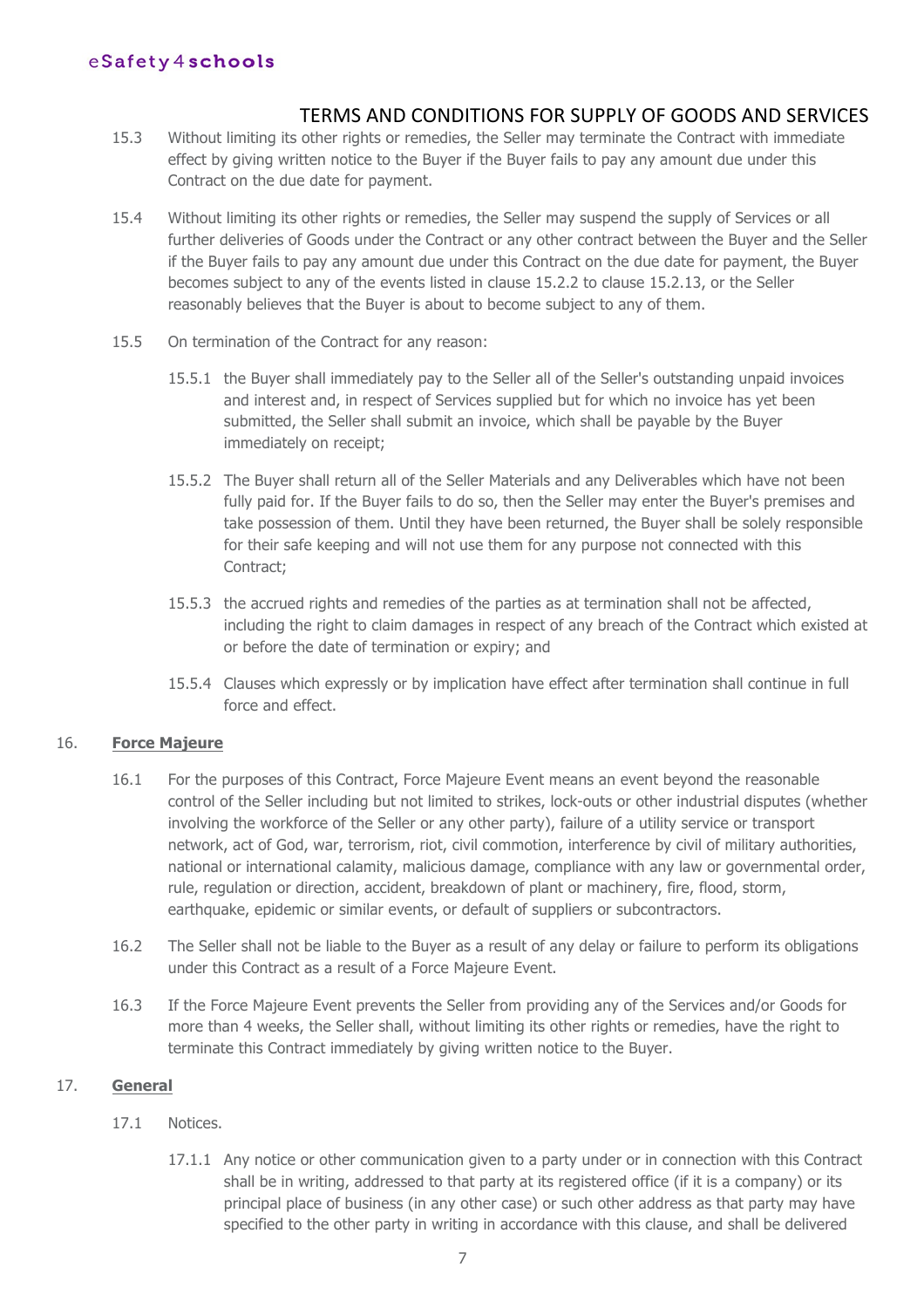15.3 Without limiting its other rights or remedies, the Seller may terminate the Contract with immediate effect by giving written notice to the Buyer if the Buyer fails to pay any amount due under this Contract on the due date for payment.

15.4 Without limiting its other rights or remedies, the Seller may suspend the supply of Services or all further deliveries of Goods under the Contract or any other contract between the Buyer and the Seller if the Buyer fails to pay any amount due under this Contract on the due date for payment, the Buyer becomes subject to any of the events listed in clause 15.2.2 to clause 15.2.13, or the Seller reasonably believes that the Buyer is about to become subject to any of them.

15.5 On termination of the Contract for any reason:

15.5.1 the Buyer shall immediately pay to the Seller all of the Seller's outstanding unpaid invoices and interest and, in respect of Services supplied but for which no invoice has yet been submitted, the Seller shall submit an invoice, which shall be payable by the Buyer immediately on receipt;

15.5.2 The Buyer shall return all of the Seller Materials and any Deliverables which have not been fully paid for. If the Buyer fails to do so, then the Seller may enter the Buyer's premises and take possession of them. Until they have been returned, the Buyer shall be solely responsible for their safe keeping and will not use them for any purpose not connected with this Contract;

15.5.3 the accrued rights and remedies of the parties as at termination shall not be affected, including the right to claim damages in respect of any breach of the Contract which existed at or before the date of termination or expiry; and

15.5.4 Clauses which expressly or by implication have effect after termination shall continue in full force and effect.

## 16. **Force Majeure**

16.1 For the purposes of this Contract, Force Majeure Event means an event beyond the reasonable control of the Seller including but not limited to strikes, lock-outs or other industrial disputes (whether involving the workforce of the Seller or any other party), failure of a utility service or transport network, act of God, war, terrorism, riot, civil commotion, interference by civil of military authorities, national or international calamity, malicious damage, compliance with any law or governmental order, rule, regulation or direction, accident, breakdown of plant or machinery, fire, flood, storm, earthquake, epidemic or similar events, or default of suppliers or subcontractors.

16.2 The Seller shall not be liable to the Buyer as a result of any delay or failure to perform its obligations under this Contract as a result of a Force Majeure Event.

16.3 If the Force Majeure Event prevents the Seller from providing any of the Services and/or Goods for more than 4 weeks, the Seller shall, without limiting its other rights or remedies, have the right to terminate this Contract immediately by giving written notice to the Buyer.

## 17. **General**

17.1 Notices.

17.1.1 Any notice or other communication given to a party under or in connection with this Contract shall be in writing, addressed to that party at its registered office (if it is a company) or its principal place of business (in any other case) or such other address as that party may have specified to the other party in writing in accordance with this clause, and shall be delivered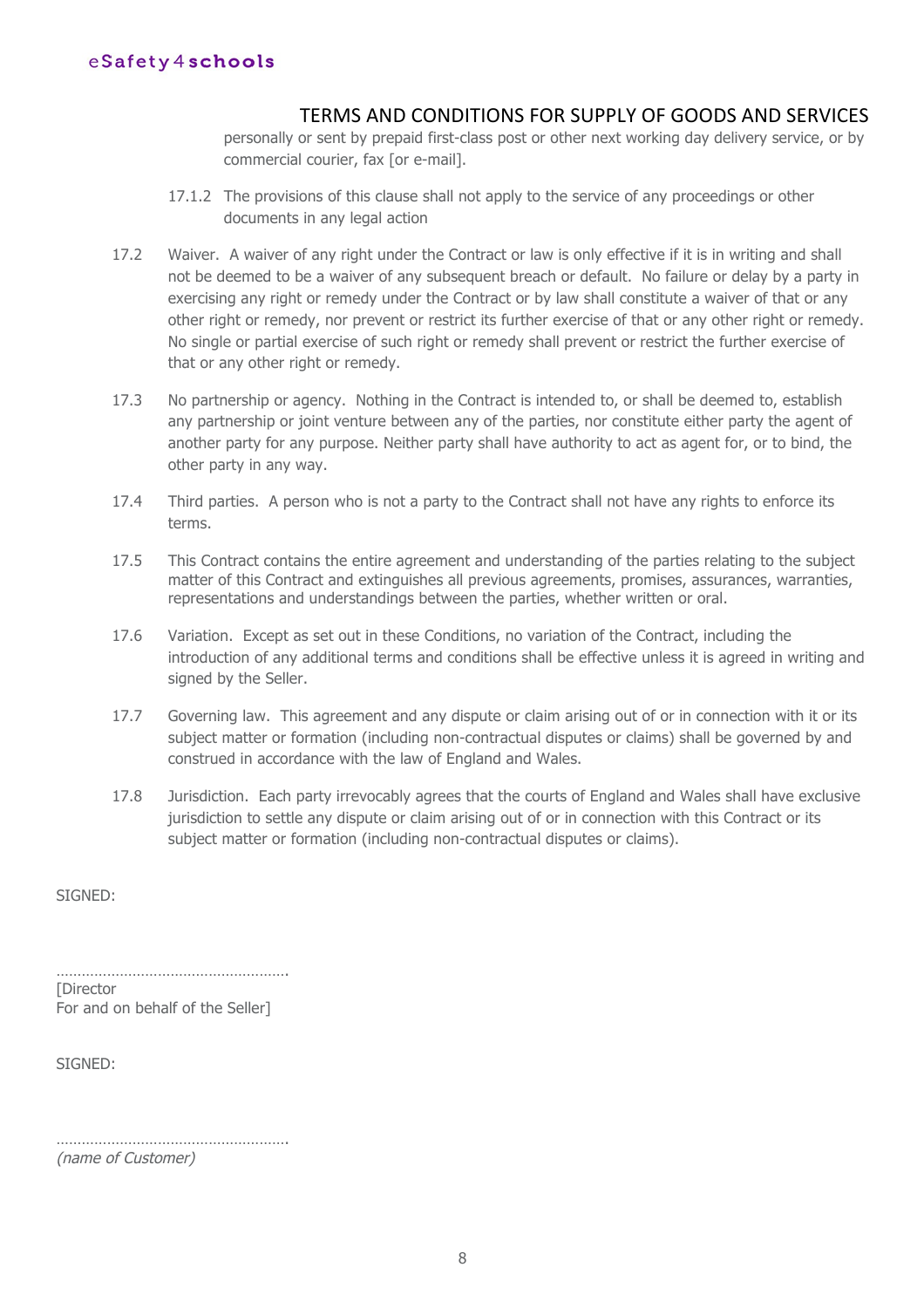personally or sent by prepaid first-class post or other next working day delivery service, or by commercial courier, fax [or e-mail].

17.1.2 The provisions of this clause shall not apply to the service of any proceedings or other documents in any legal action

17.2 Waiver. A waiver of any right under the Contract or law is only effective if it is in writing and shall not be deemed to be a waiver of any subsequent breach or default. No failure or delay by a party in exercising any right or remedy under the Contract or by law shall constitute a waiver of that or any other right or remedy, nor prevent or restrict its further exercise of that or any other right or remedy. No single or partial exercise of such right or remedy shall prevent or restrict the further exercise of that or any other right or remedy.

17.3 No partnership or agency. Nothing in the Contract is intended to, or shall be deemed to, establish any partnership or joint venture between any of the parties, nor constitute either party the agent of another party for any purpose. Neither party shall have authority to act as agent for, or to bind, the other party in any way.

17.4 Third parties. A person who is not a party to the Contract shall not have any rights to enforce its terms.

17.5 This Contract contains the entire agreement and understanding of the parties relating to the subject matter of this Contract and extinguishes all previous agreements, promises, assurances, warranties, representations and understandings between the parties, whether written or oral.

17.6 Variation. Except as set out in these Conditions, no variation of the Contract, including the introduction of any additional terms and conditions shall be effective unless it is agreed in writing and signed by the Seller.

17.7 Governing law. This agreement and any dispute or claim arising out of or in connection with it or its subject matter or formation (including non-contractual disputes or claims) shall be governed by and construed in accordance with the law of England and Wales.

17.8 Jurisdiction. Each party irrevocably agrees that the courts of England and Wales shall have exclusive jurisdiction to settle any dispute or claim arising out of or in connection with this Contract or its subject matter or formation (including non-contractual disputes or claims).

SIGNED:

…………………………………………….

[Director
For and on behalf of the Seller]

SIGNED:

…………………………………………….

*(name of Customer)*